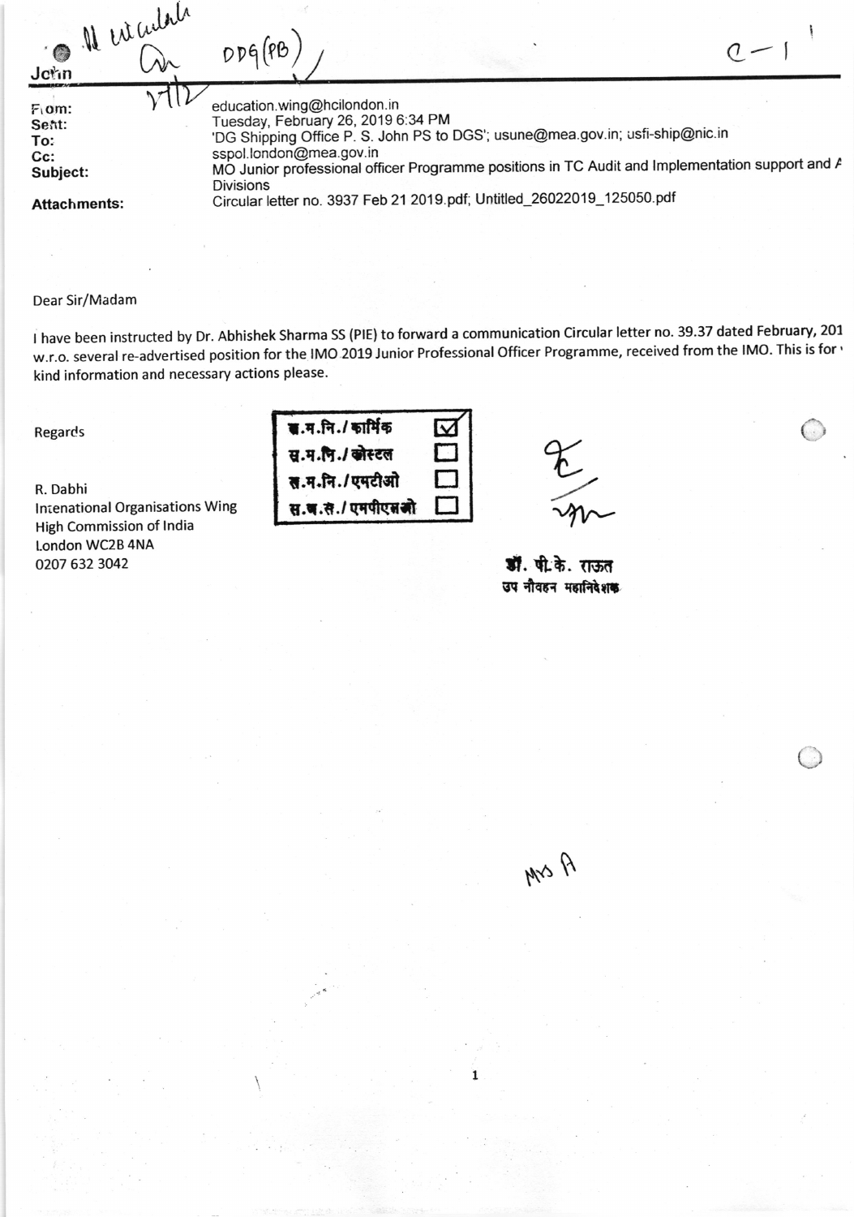John

**From:** education.wing@hcilondon.in
**Sent:** Tuesday, February 26, 2019 6:34 PM
**To:** 'DG Shipping Office P. S. John PS to DGS'; usune@mea.gov.in; usfi-ship@nic.in
**Cc:** sspol.london@mea.gov.in
**Subject:** MO Junior professional officer Programme positions in TC Audit and Implementation support and A Divisions
**Attachments:** Circular letter no. 3937 Feb 21 2019.pdf; Untitled_26022019_125050.pdf

Dear Sir/Madam

I have been instructed by Dr. Abhishek Sharma SS (PIE) to forward a communication Circular letter no. 39.37 dated February, 201 w.r.o. several re-advertised position for the IMO 2019 Junior Professional Officer Programme, received from the IMO. This is for kind information and necessary actions please.

Regards

R. Dabhi
Intenational Organisations Wing
High Commission of India
London WC2B 4NA
0207 632 3042

| | |
|---|---|
| स.म.नि./ कार्मिक | ☑ |
| स.म.नि./ कोस्टल | ☐ |
| स.म.नि./ एमटीओ | ☐ |
| स.म.स./ एमपीएसओ | ☐ |

डॉ. पी.के. राऊत
उप नौवहन महानिदेशक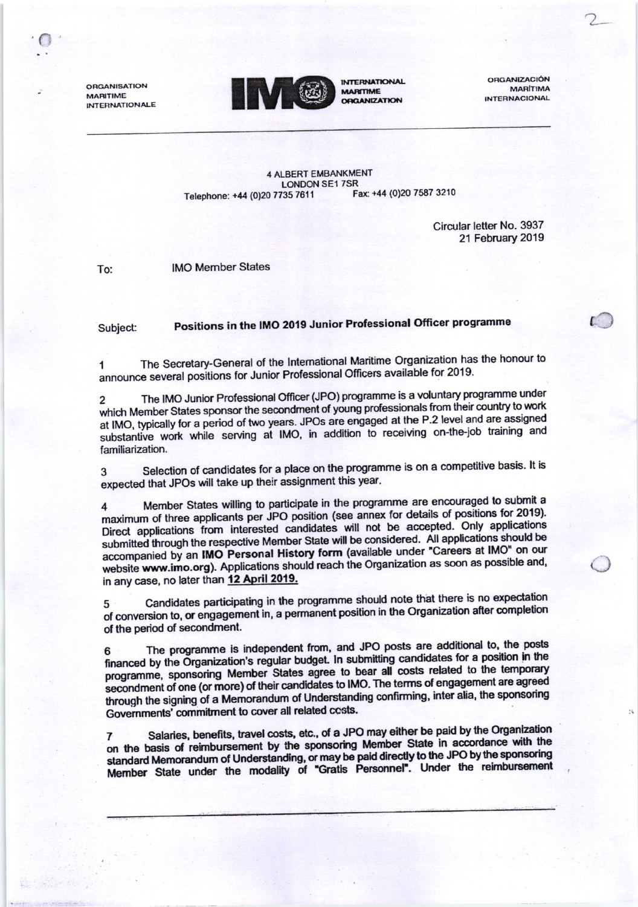ORGANISATION MARITIME INTERNATIONALE

INTERNATIONAL MARITIME ORGANIZATION

ORGANIZACIÓN MARÍTIMA INTERNACIONAL

4 ALBERT EMBANKMENT
LONDON SE1 7SR
Telephone: +44 (0)20 7735 7611 Fax: +44 (0)20 7587 3210

Circular letter No. 3937
21 February 2019

To: IMO Member States

Subject: **Positions in the IMO 2019 Junior Professional Officer programme**

1 The Secretary-General of the International Maritime Organization has the honour to announce several positions for Junior Professional Officers available for 2019.

2 The IMO Junior Professional Officer (JPO) programme is a voluntary programme under which Member States sponsor the secondment of young professionals from their country to work at IMO, typically for a period of two years. JPOs are engaged at the P.2 level and are assigned substantive work while serving at IMO, in addition to receiving on-the-job training and familiarization.

3 Selection of candidates for a place on the programme is on a competitive basis. It is expected that JPOs will take up their assignment this year.

4 Member States willing to participate in the programme are encouraged to submit a maximum of three applicants per JPO position (see annex for details of positions for 2019). Direct applications from interested candidates will not be accepted. Only applications submitted through the respective Member State will be considered. All applications should be accompanied by an **IMO Personal History form** (available under "Careers at IMO" on our website **www.imo.org**). Applications should reach the Organization as soon as possible and, in any case, no later than **12 April 2019.**

5 Candidates participating in the programme should note that there is no expectation of conversion to, or engagement in, a permanent position in the Organization after completion of the period of secondment.

6 The programme is independent from, and JPO posts are additional to, the posts financed by the Organization's regular budget. In submitting candidates for a position in the programme, sponsoring Member States agree to bear all costs related to the temporary secondment of one (or more) of their candidates to IMO. The terms of engagement are agreed through the signing of a Memorandum of Understanding confirming, inter alia, the sponsoring Governments' commitment to cover all related costs.

7 Salaries, benefits, travel costs, etc., of a JPO may either be paid by the Organization on the basis of reimbursement by the sponsoring Member State in accordance with the standard Memorandum of Understanding, or may be paid directly to the JPO by the sponsoring Member State under the modality of "Gratis Personnel". Under the reimbursement